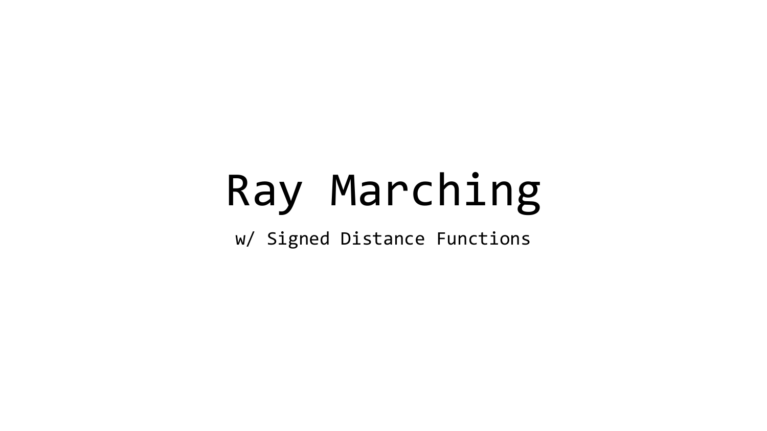# Ray Marching

w/ Signed Distance Functions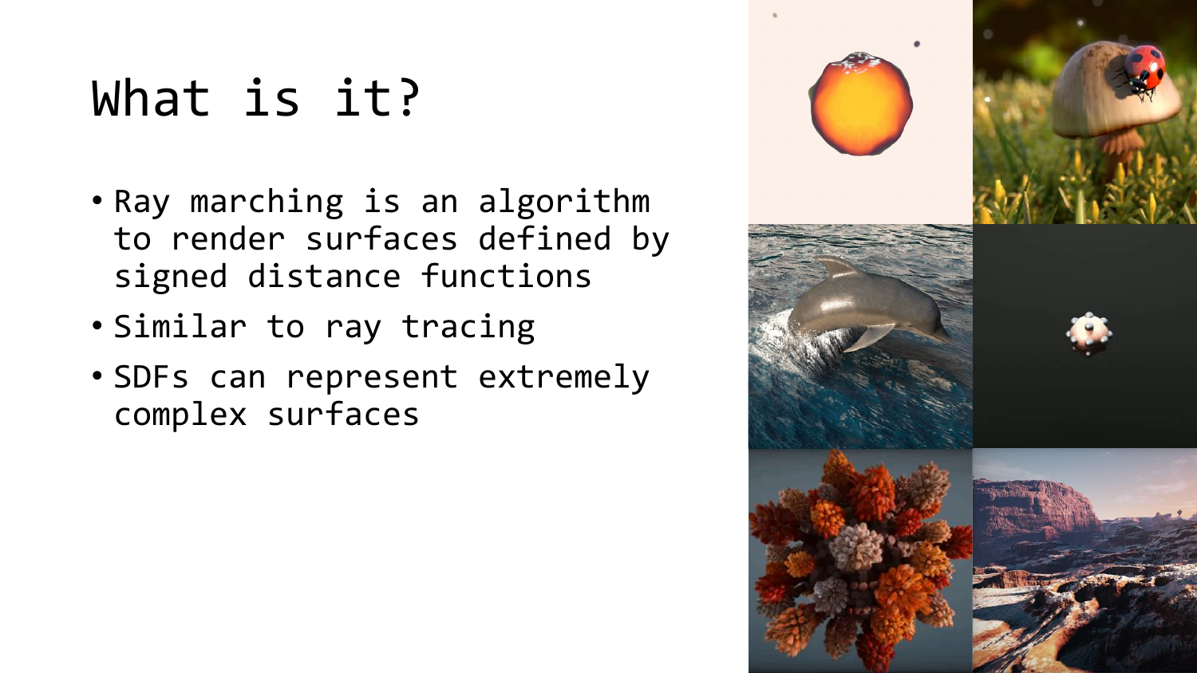# What is it?

- Ray marching is an algorithm to render surfaces defined by signed distance functions
- Similar to ray tracing
- SDFs can represent extremely complex surfaces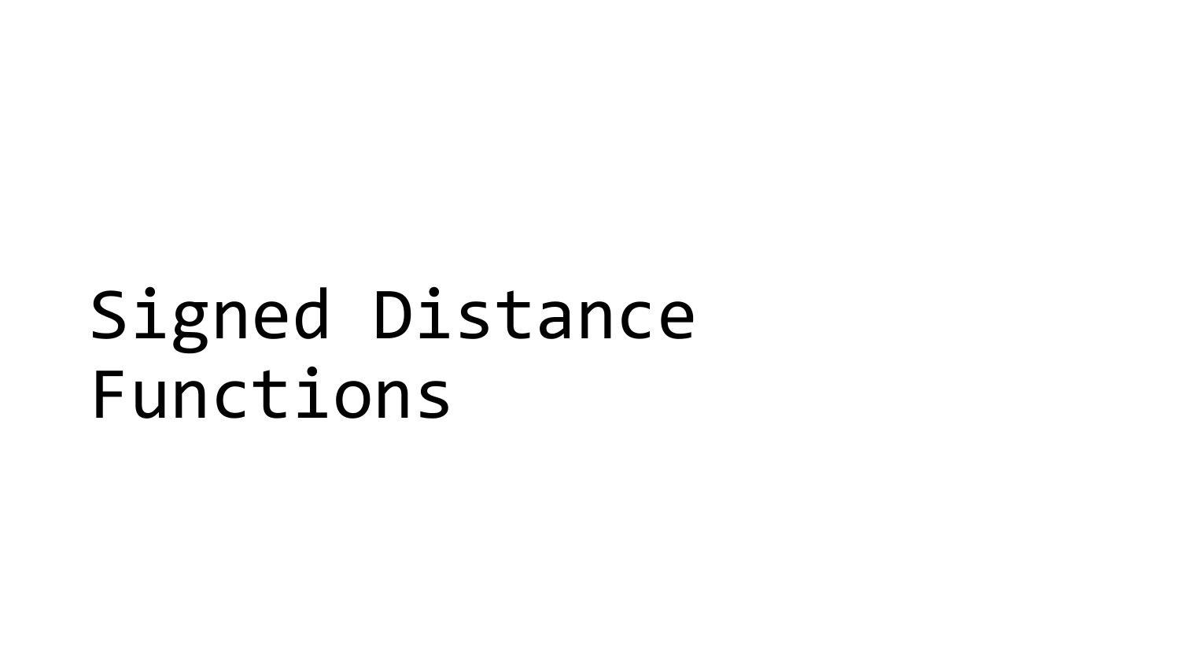# Signed Distance Functions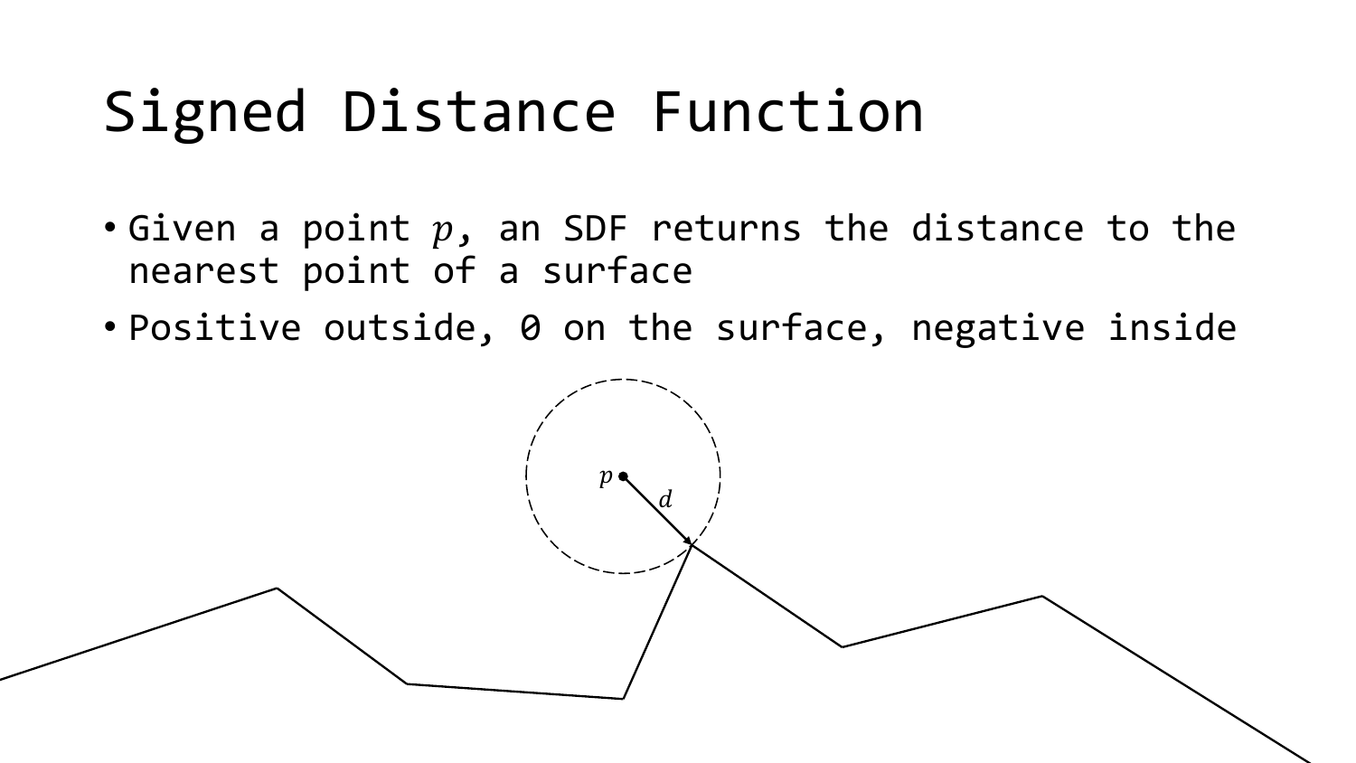# Signed Distance Function

- Given a point $p$, an SDF returns the distance to the nearest point of a surface
- Positive outside, 0 on the surface, negative inside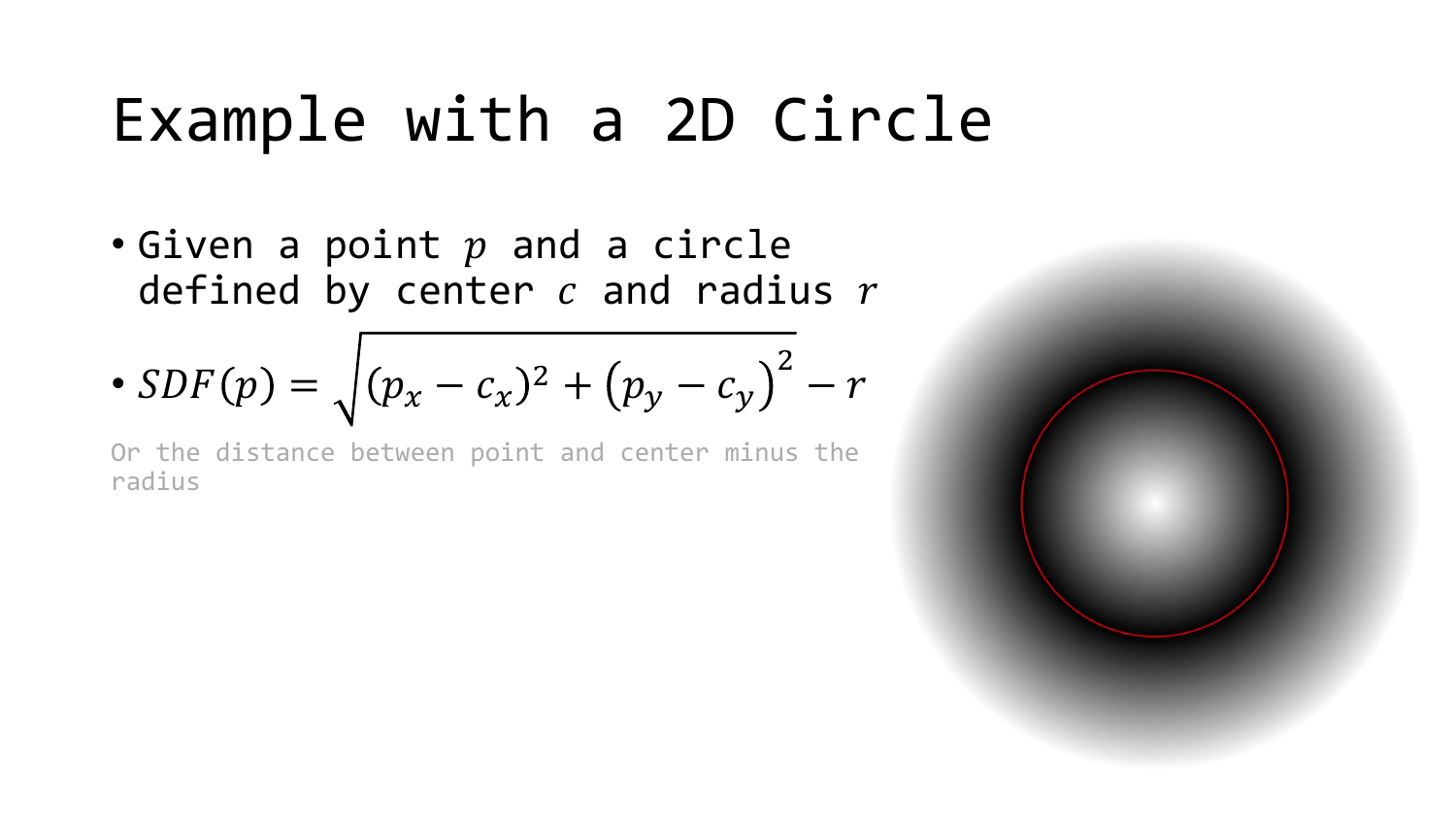# Example with a 2D Circle

- Given a point $p$ and a circle defined by center $c$ and radius $r$
- $SDF(p) = \sqrt{(p_x - c_x)^2 + \left(p_y - c_y\right)^2} - r$

Or the distance between point and center minus the radius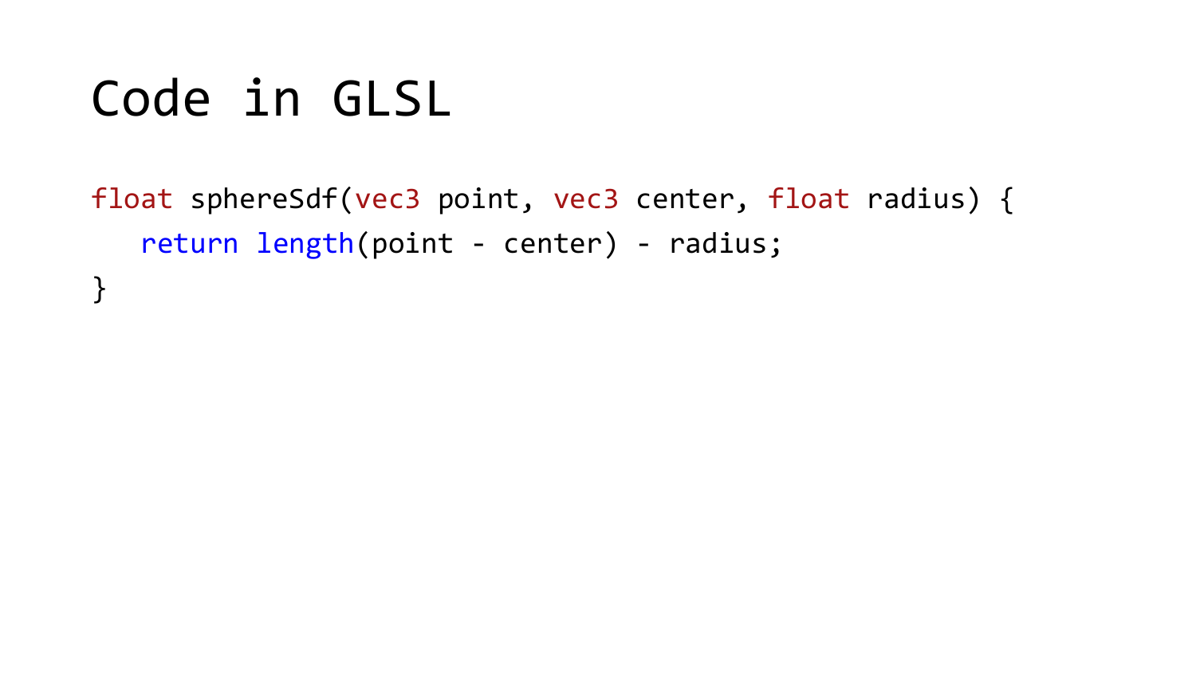# Code in GLSL

```glsl
float sphereSdf(vec3 point, vec3 center, float radius) {
   return length(point - center) - radius;
}
```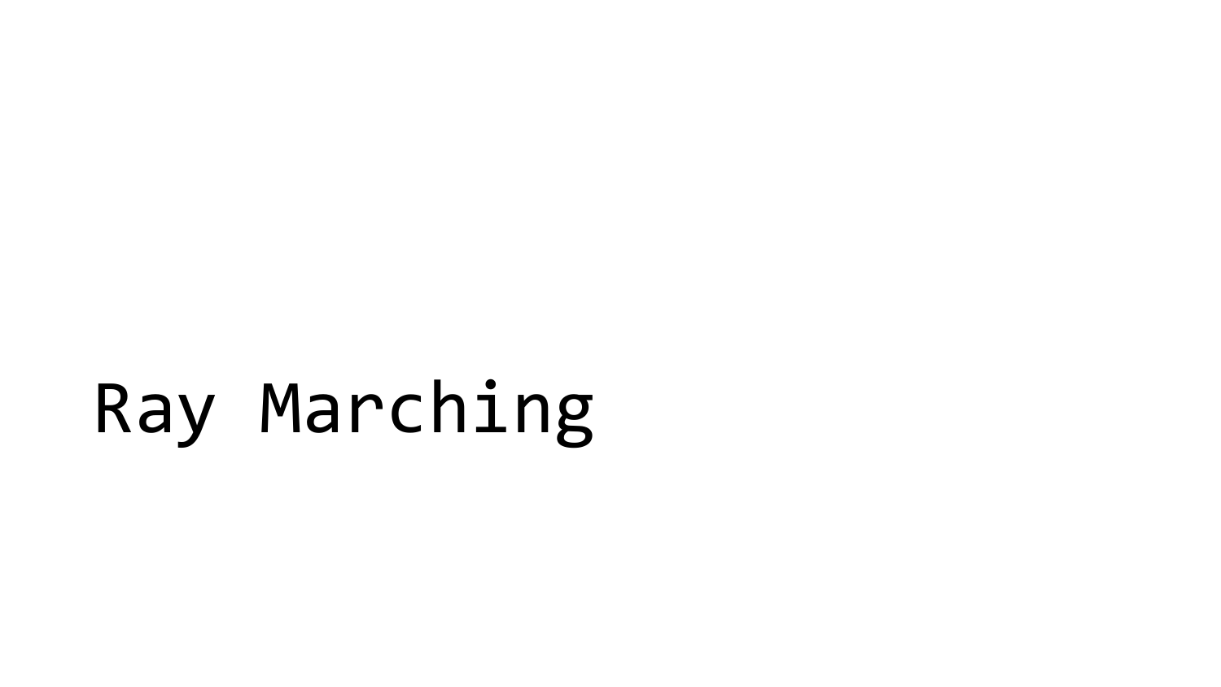# Ray Marching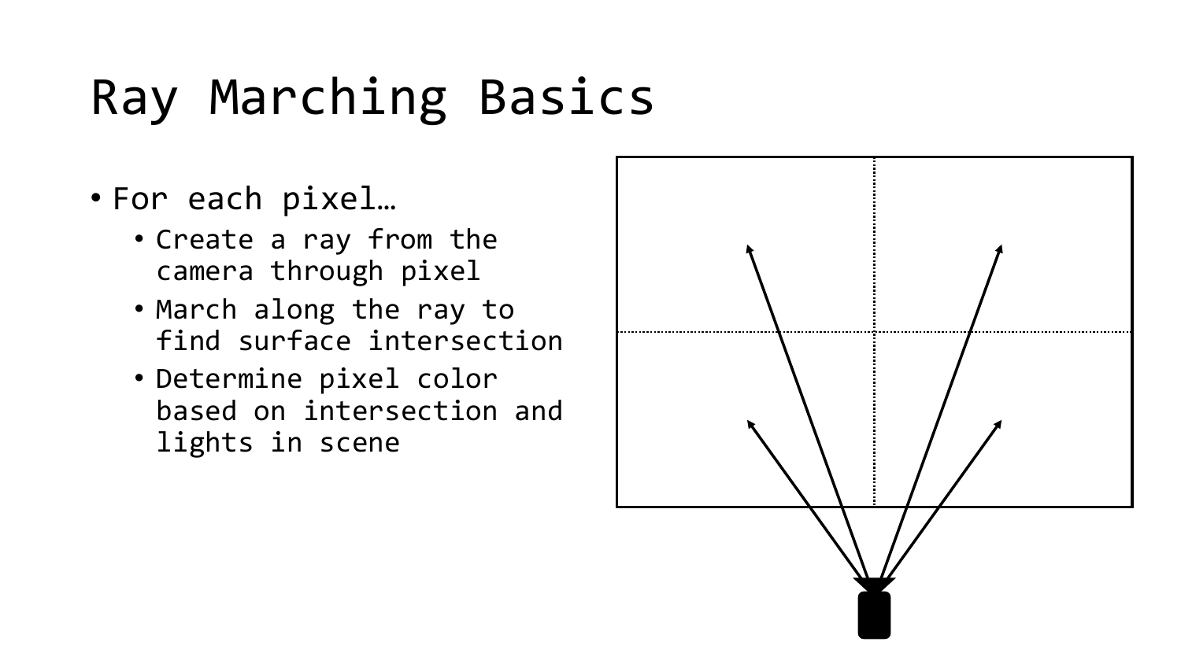# Ray Marching Basics

- For each pixel…
  - Create a ray from the camera through pixel
  - March along the ray to find surface intersection
  - Determine pixel color based on intersection and lights in scene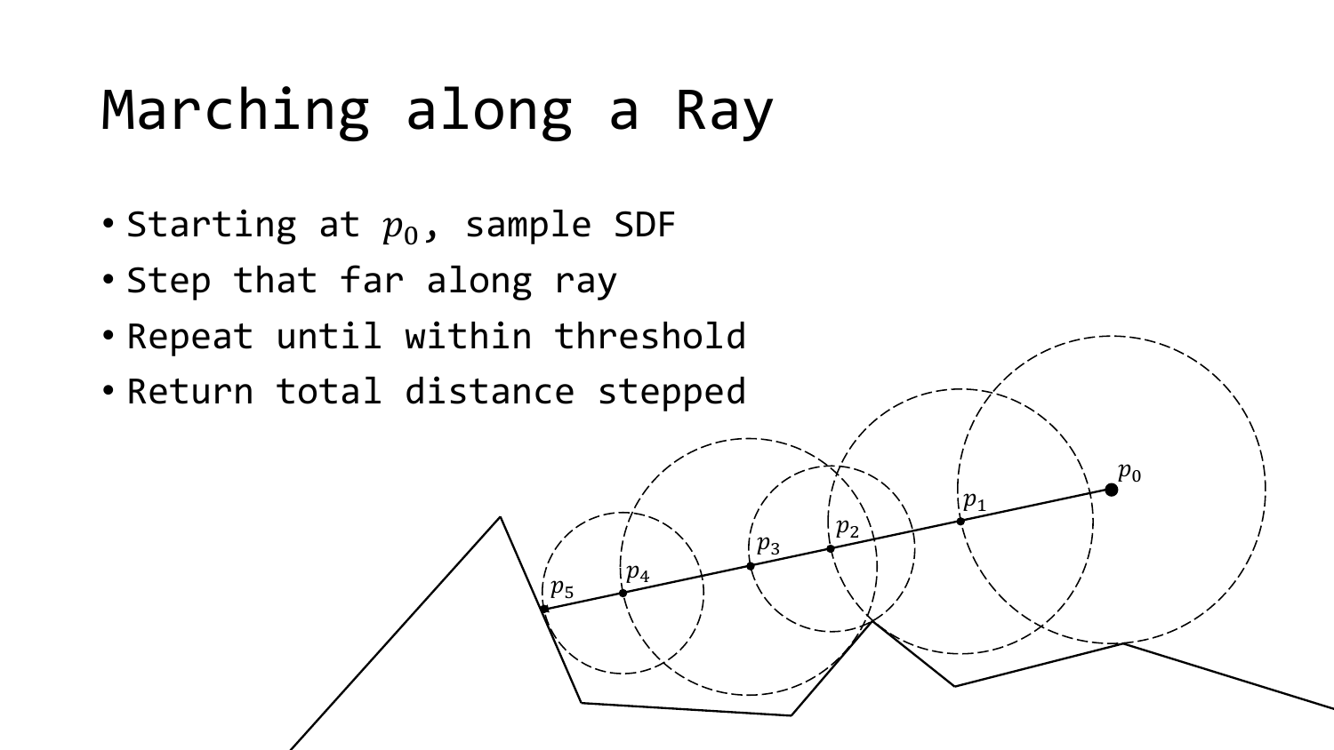# Marching along a Ray

- Starting at $p_0$, sample SDF
- Step that far along ray
- Repeat until within threshold
- Return total distance stepped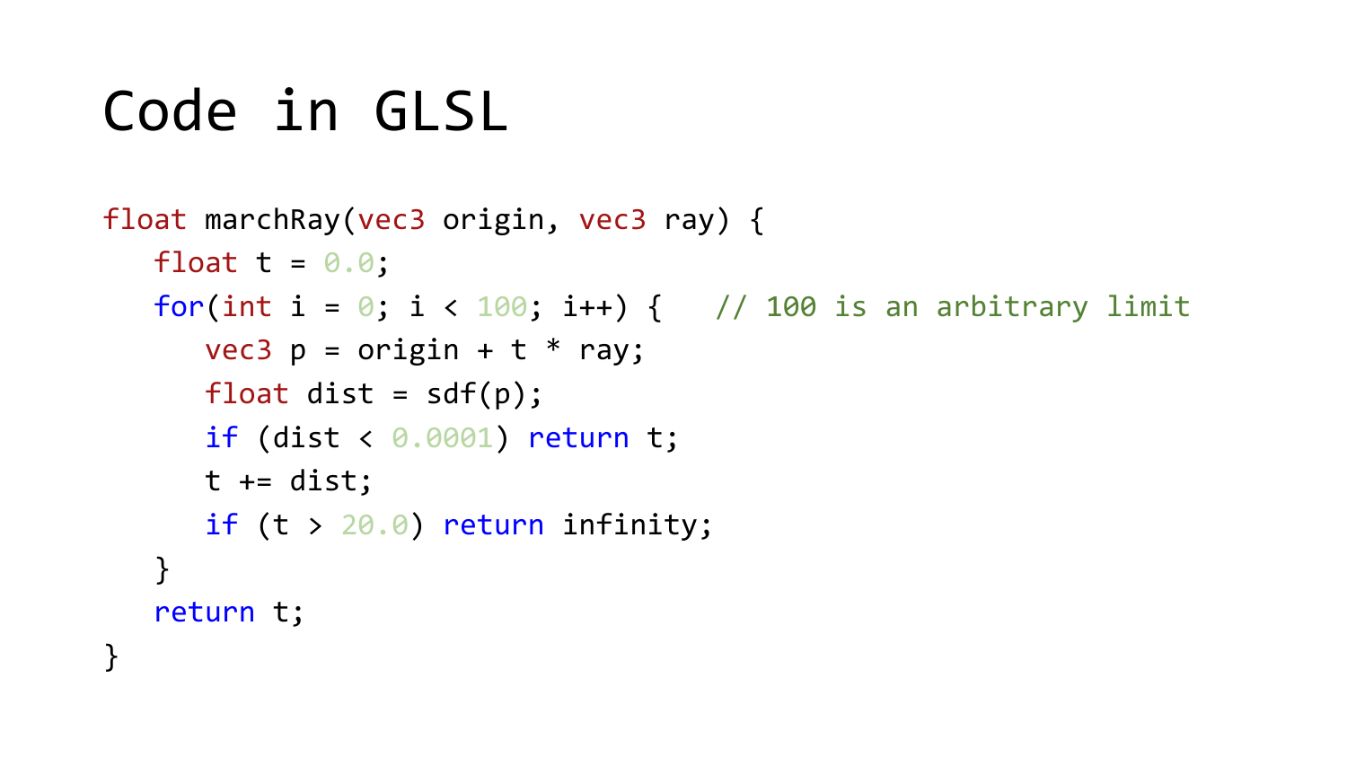# Code in GLSL

```
float marchRay(vec3 origin, vec3 ray) {
   float t = 0.0;
   for(int i = 0; i < 100; i++) {   // 100 is an arbitrary limit
      vec3 p = origin + t * ray;
      float dist = sdf(p);
      if (dist < 0.0001) return t;
      t += dist;
      if (t > 20.0) return infinity;
   }
   return t;
}
```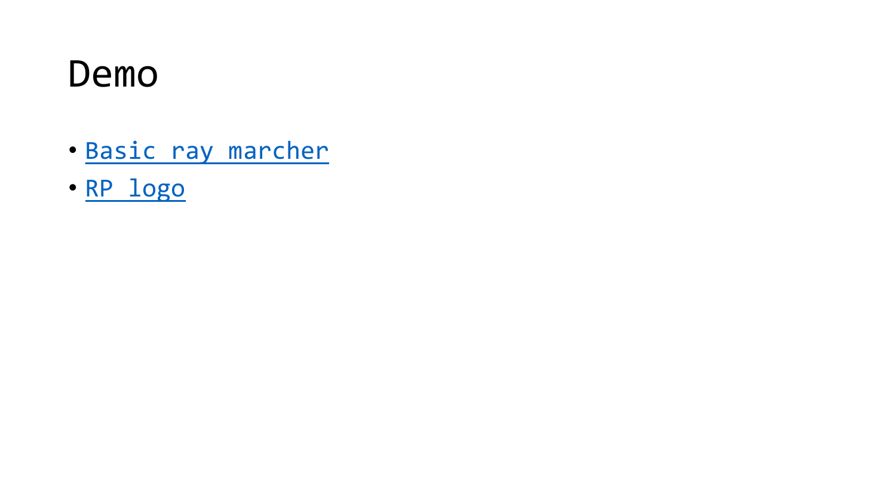# Demo

- Basic ray marcher
- RP logo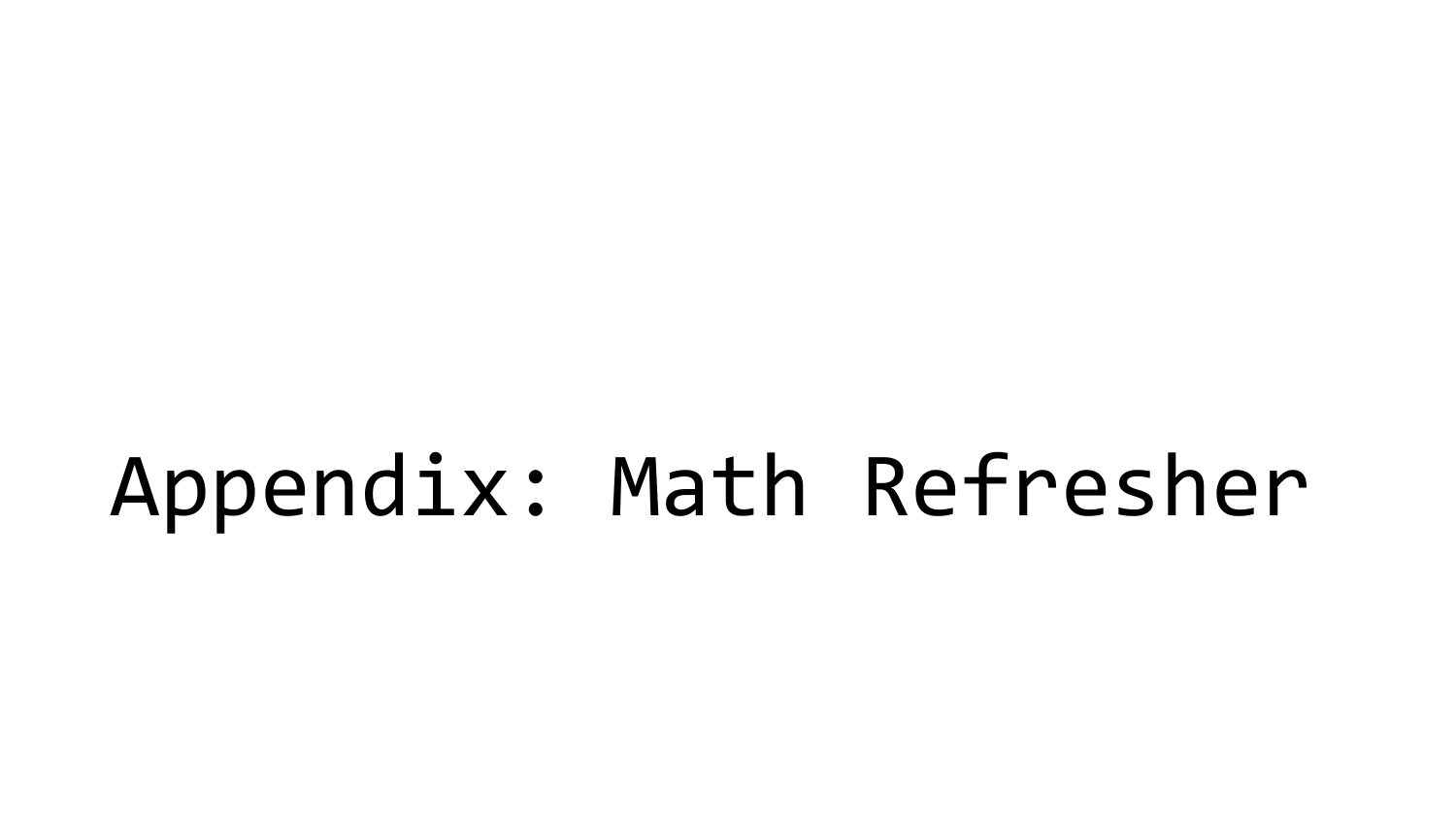# Appendix: Math Refresher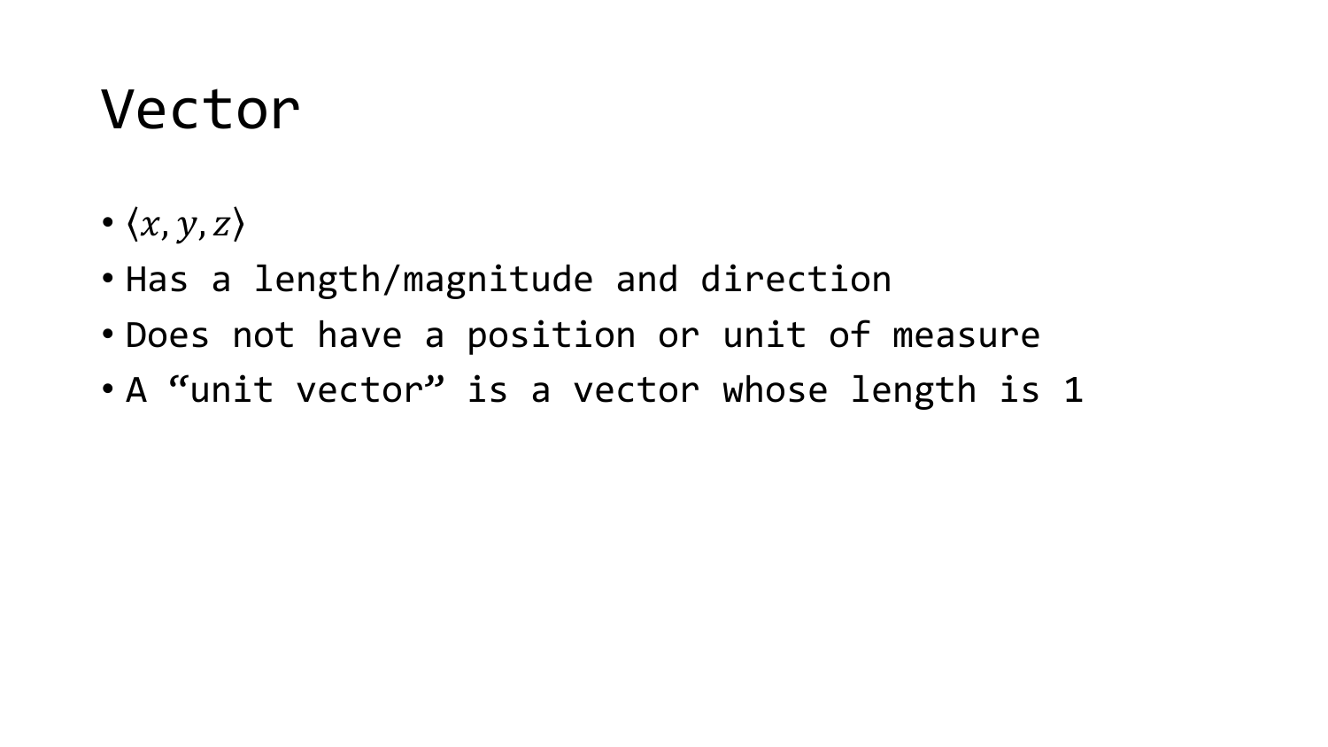# Vector

- $\langle x, y, z \rangle$
- Has a length/magnitude and direction
- Does not have a position or unit of measure
- A “unit vector” is a vector whose length is 1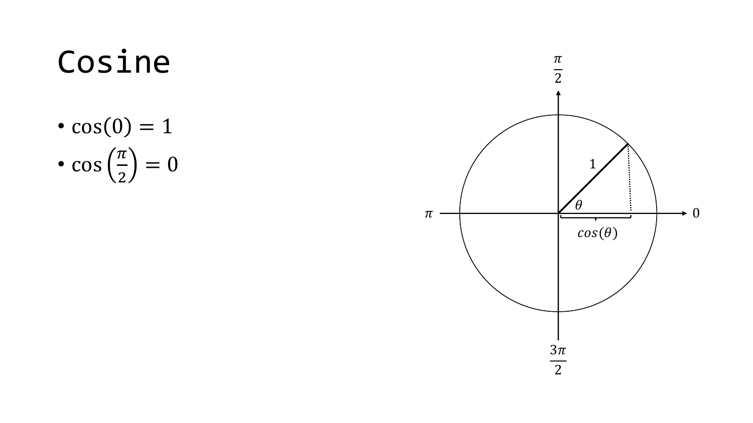# Cosine

- $\cos(0) = 1$
- $\cos\left(\frac{\pi}{2}\right) = 0$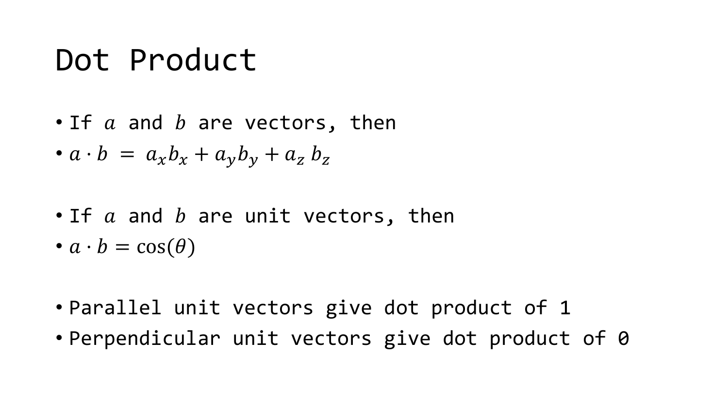# Dot Product

- If $a$ and $b$ are vectors, then
- $a \cdot b = a_x b_x + a_y b_y + a_z b_z$

- If $a$ and $b$ are unit vectors, then
- $a \cdot b = \cos(\theta)$

- Parallel unit vectors give dot product of 1
- Perpendicular unit vectors give dot product of 0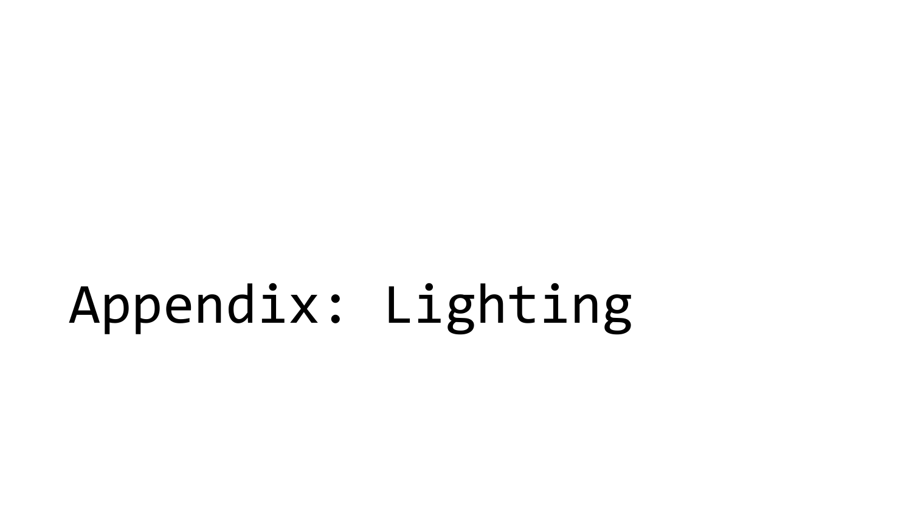# Appendix: Lighting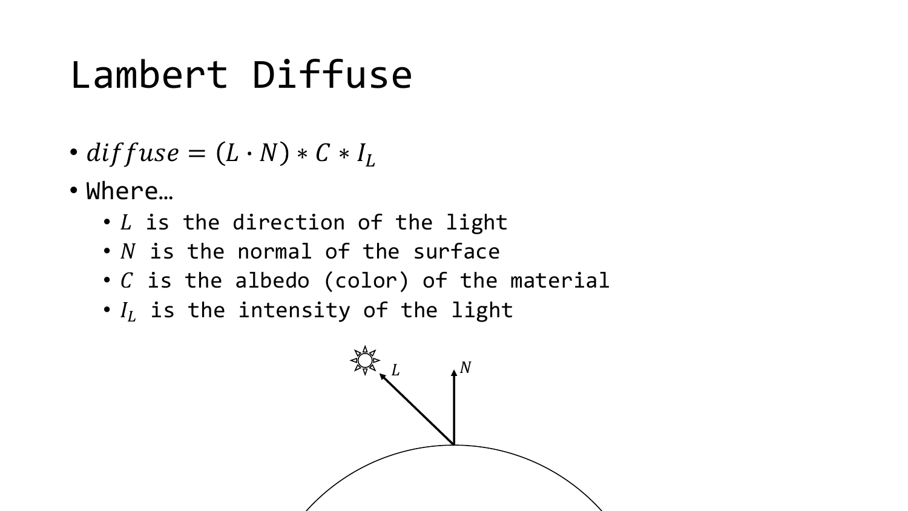# Lambert Diffuse

- $diffuse = (L \cdot N) * C * I_L$
- Where…
  - $L$ is the direction of the light
  - $N$ is the normal of the surface
  - $C$ is the albedo (color) of the material
  - $I_L$ is the intensity of the light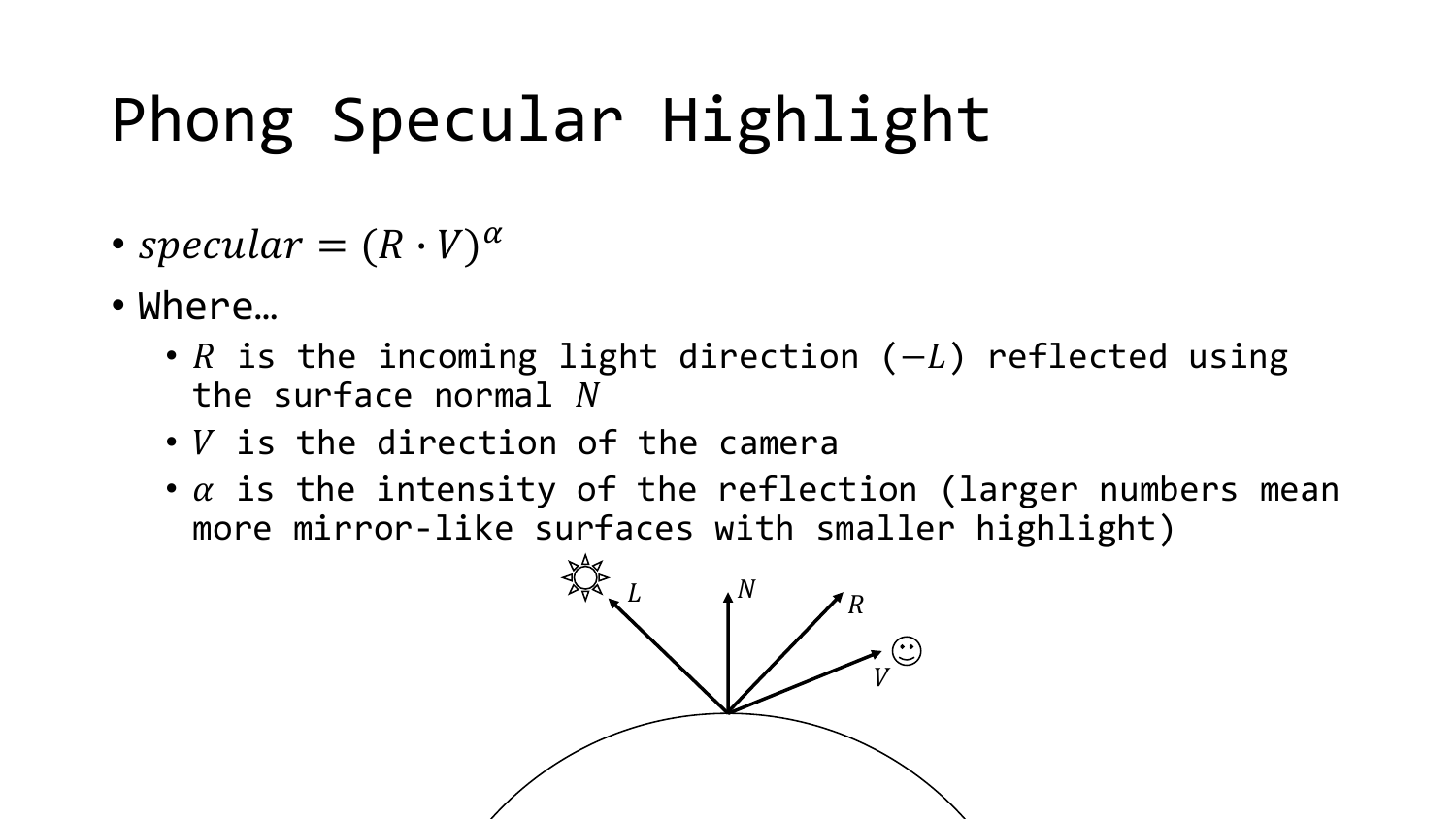# Phong Specular Highlight

- $specular = (R \cdot V)^{\alpha}$
- Where…
  - $R$ is the incoming light direction ($-L$) reflected using the surface normal $N$
  - $V$ is the direction of the camera
  - $\alpha$ is the intensity of the reflection (larger numbers mean more mirror-like surfaces with smaller highlight)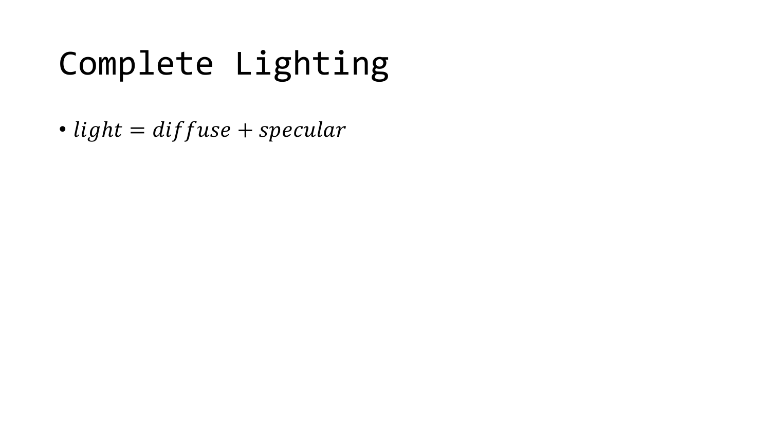# Complete Lighting

- $light = diffuse + specular$